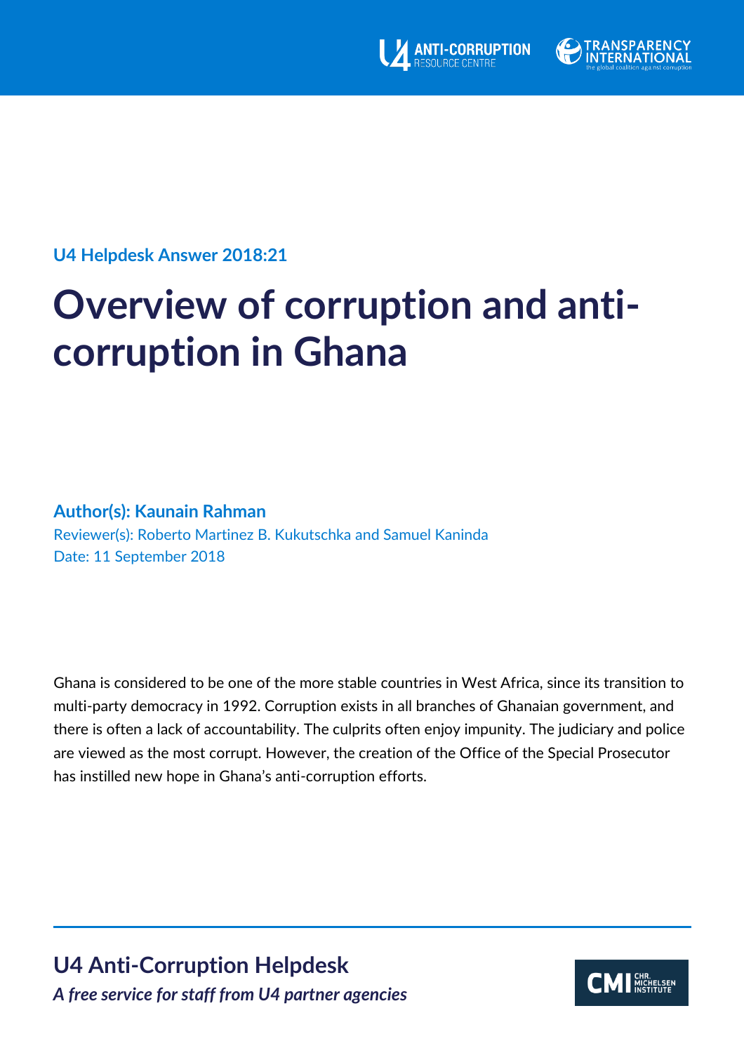U4 Helpdesk Answer 2018:21

# Overview of corruption and anti-corruption in Ghana

**Author(s): Kaunain Rahman**

Reviewer(s): Roberto Martinez B. Kukutschka and Samuel Kaninda

Date: 11 September 2018

Ghana is considered to be one of the more stable countries in West Africa, since its transition to multi-party democracy in 1992. Corruption exists in all branches of Ghanaian government, and there is often a lack of accountability. The culprits often enjoy impunity. The judiciary and police are viewed as the most corrupt. However, the creation of the Office of the Special Prosecutor has instilled new hope in Ghana's anti-corruption efforts.

## U4 Anti-Corruption Helpdesk

***A free service for staff from U4 partner agencies***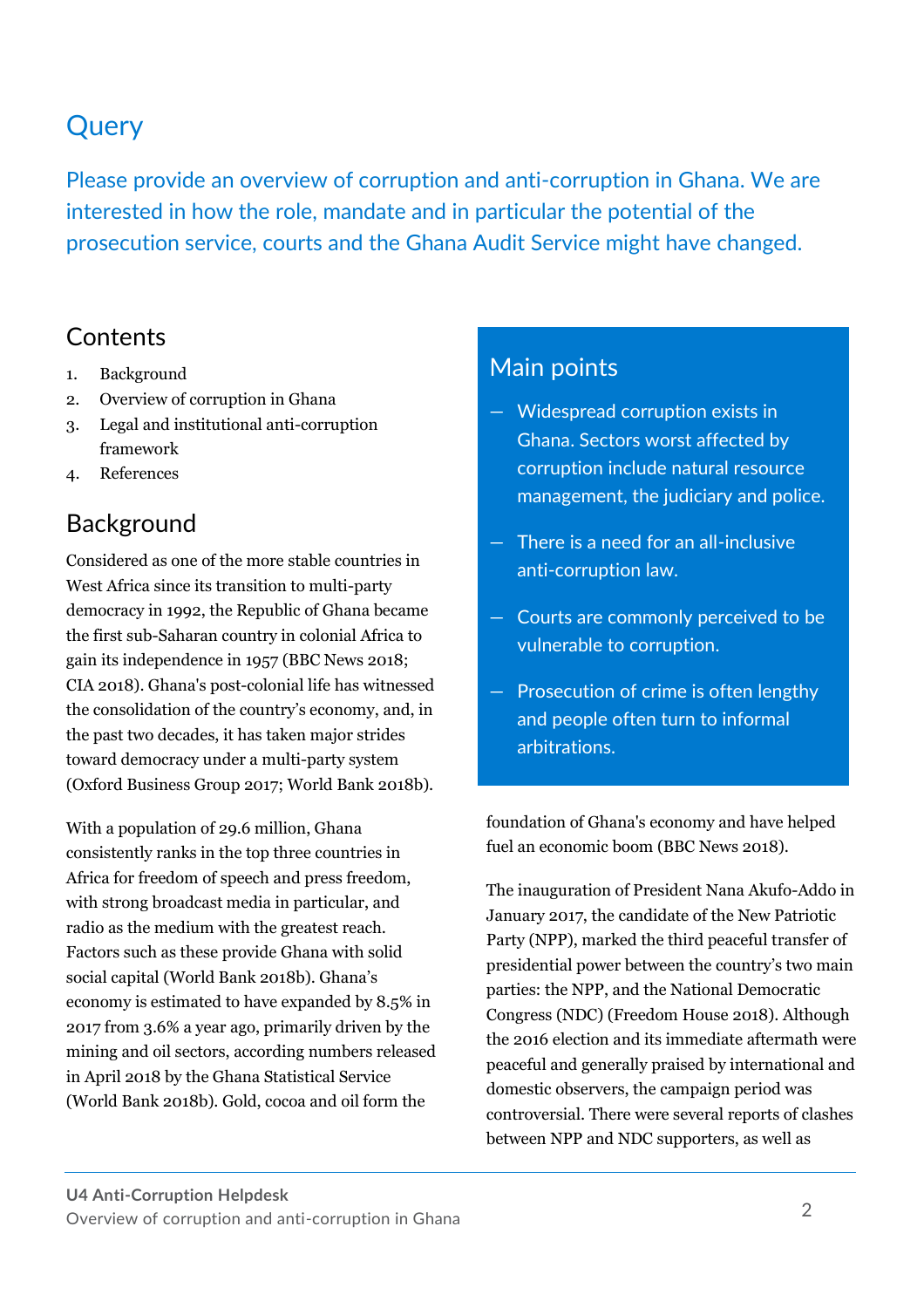# Query

Please provide an overview of corruption and anti-corruption in Ghana. We are interested in how the role, mandate and in particular the potential of the prosecution service, courts and the Ghana Audit Service might have changed.

## Contents

1. Background
2. Overview of corruption in Ghana
3. Legal and institutional anti-corruption framework
4. References

## Main points

- Widespread corruption exists in Ghana. Sectors worst affected by corruption include natural resource management, the judiciary and police.
- There is a need for an all-inclusive anti-corruption law.
- Courts are commonly perceived to be vulnerable to corruption.
- Prosecution of crime is often lengthy and people often turn to informal arbitrations.

## Background

Considered as one of the more stable countries in West Africa since its transition to multi-party democracy in 1992, the Republic of Ghana became the first sub-Saharan country in colonial Africa to gain its independence in 1957 (BBC News 2018; CIA 2018). Ghana's post-colonial life has witnessed the consolidation of the country's economy, and, in the past two decades, it has taken major strides toward democracy under a multi-party system (Oxford Business Group 2017; World Bank 2018b).

With a population of 29.6 million, Ghana consistently ranks in the top three countries in Africa for freedom of speech and press freedom, with strong broadcast media in particular, and radio as the medium with the greatest reach. Factors such as these provide Ghana with solid social capital (World Bank 2018b). Ghana's economy is estimated to have expanded by 8.5% in 2017 from 3.6% a year ago, primarily driven by the mining and oil sectors, according numbers released in April 2018 by the Ghana Statistical Service (World Bank 2018b). Gold, cocoa and oil form the foundation of Ghana's economy and have helped fuel an economic boom (BBC News 2018).

The inauguration of President Nana Akufo-Addo in January 2017, the candidate of the New Patriotic Party (NPP), marked the third peaceful transfer of presidential power between the country's two main parties: the NPP, and the National Democratic Congress (NDC) (Freedom House 2018). Although the 2016 election and its immediate aftermath were peaceful and generally praised by international and domestic observers, the campaign period was controversial. There were several reports of clashes between NPP and NDC supporters, as well as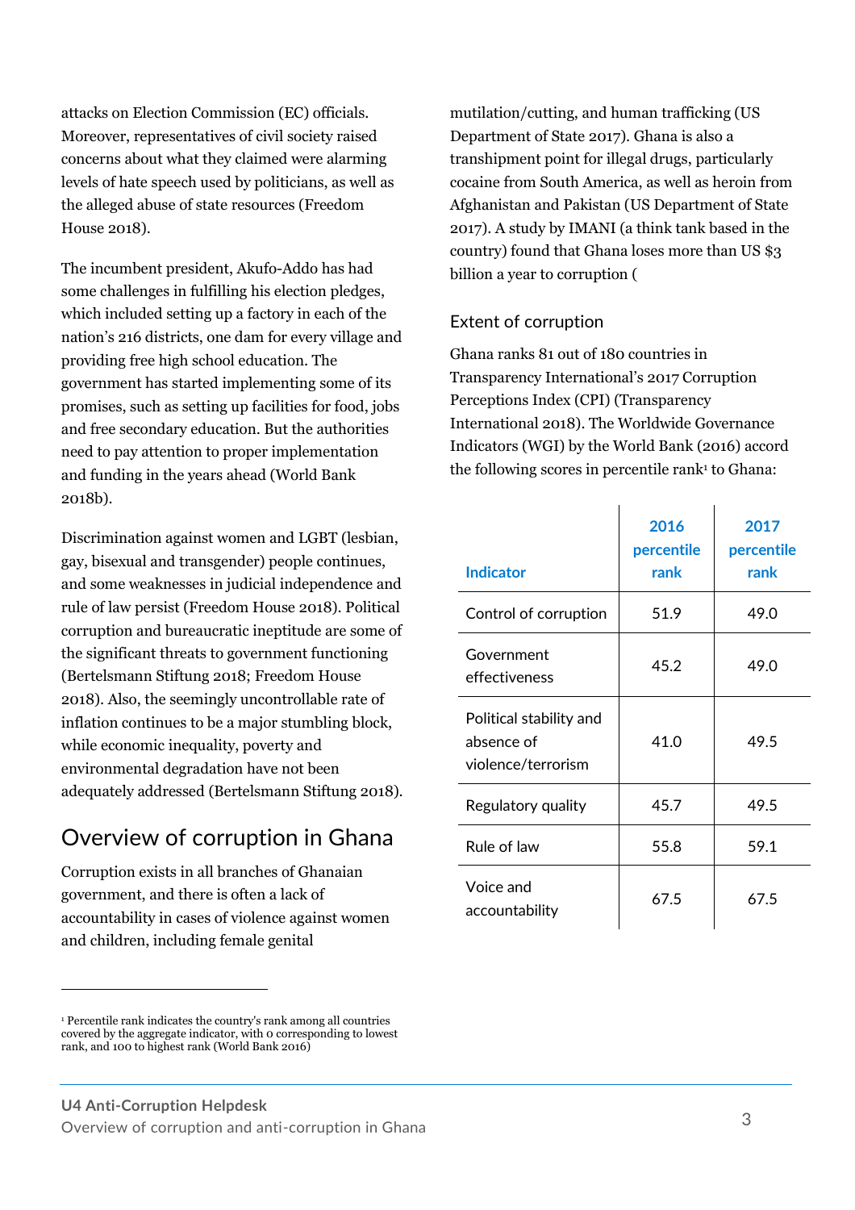attacks on Election Commission (EC) officials. Moreover, representatives of civil society raised concerns about what they claimed were alarming levels of hate speech used by politicians, as well as the alleged abuse of state resources (Freedom House 2018).

The incumbent president, Akufo-Addo has had some challenges in fulfilling his election pledges, which included setting up a factory in each of the nation's 216 districts, one dam for every village and providing free high school education. The government has started implementing some of its promises, such as setting up facilities for food, jobs and free secondary education. But the authorities need to pay attention to proper implementation and funding in the years ahead (World Bank 2018b).

Discrimination against women and LGBT (lesbian, gay, bisexual and transgender) people continues, and some weaknesses in judicial independence and rule of law persist (Freedom House 2018). Political corruption and bureaucratic ineptitude are some of the significant threats to government functioning (Bertelsmann Stiftung 2018; Freedom House 2018). Also, the seemingly uncontrollable rate of inflation continues to be a major stumbling block, while economic inequality, poverty and environmental degradation have not been adequately addressed (Bertelsmann Stiftung 2018).

## Overview of corruption in Ghana

Corruption exists in all branches of Ghanaian government, and there is often a lack of accountability in cases of violence against women and children, including female genital mutilation/cutting, and human trafficking (US Department of State 2017). Ghana is also a transhipment point for illegal drugs, particularly cocaine from South America, as well as heroin from Afghanistan and Pakistan (US Department of State 2017). A study by IMANI (a think tank based in the country) found that Ghana loses more than US $3 billion a year to corruption (

### Extent of corruption

Ghana ranks 81 out of 180 countries in Transparency International's 2017 Corruption Perceptions Index (CPI) (Transparency International 2018). The Worldwide Governance Indicators (WGI) by the World Bank (2016) accord the following scores in percentile rank[1] to Ghana:

| Indicator | 2016 percentile rank | 2017 percentile rank |
|---|---|---|
| Control of corruption | 51.9 | 49.0 |
| Government effectiveness | 45.2 | 49.0 |
| Political stability and absence of violence/terrorism | 41.0 | 49.5 |
| Regulatory quality | 45.7 | 49.5 |
| Rule of law | 55.8 | 59.1 |
| Voice and accountability | 67.5 | 67.5 |

[1] Percentile rank indicates the country's rank among all countries covered by the aggregate indicator, with 0 corresponding to lowest rank, and 100 to highest rank (World Bank 2016)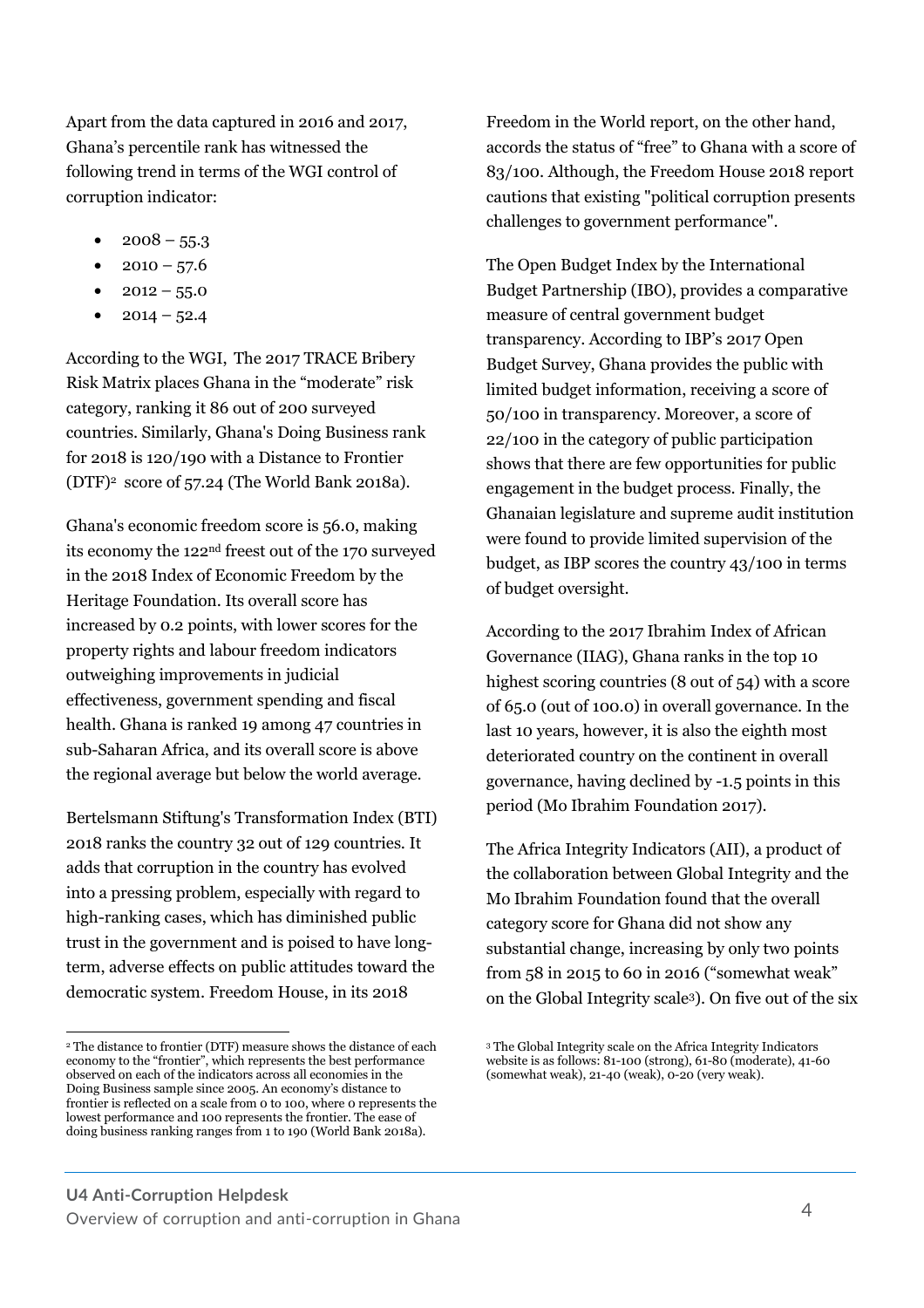Apart from the data captured in 2016 and 2017, Ghana's percentile rank has witnessed the following trend in terms of the WGI control of corruption indicator:

- 2008 – 55.3
- 2010 – 57.6
- 2012 – 55.0
- 2014 – 52.4

According to the WGI, The 2017 TRACE Bribery Risk Matrix places Ghana in the "moderate" risk category, ranking it 86 out of 200 surveyed countries. Similarly, Ghana's Doing Business rank for 2018 is 120/190 with a Distance to Frontier (DTF)[2] score of 57.24 (The World Bank 2018a).

Ghana's economic freedom score is 56.0, making its economy the 122nd freest out of the 170 surveyed in the 2018 Index of Economic Freedom by the Heritage Foundation. Its overall score has increased by 0.2 points, with lower scores for the property rights and labour freedom indicators outweighing improvements in judicial effectiveness, government spending and fiscal health. Ghana is ranked 19 among 47 countries in sub-Saharan Africa, and its overall score is above the regional average but below the world average.

Bertelsmann Stiftung's Transformation Index (BTI) 2018 ranks the country 32 out of 129 countries. It adds that corruption in the country has evolved into a pressing problem, especially with regard to high-ranking cases, which has diminished public trust in the government and is poised to have long-term, adverse effects on public attitudes toward the democratic system. Freedom House, in its 2018 Freedom in the World report, on the other hand, accords the status of "free" to Ghana with a score of 83/100. Although, the Freedom House 2018 report cautions that existing "political corruption presents challenges to government performance".

The Open Budget Index by the International Budget Partnership (IBO), provides a comparative measure of central government budget transparency. According to IBP's 2017 Open Budget Survey, Ghana provides the public with limited budget information, receiving a score of 50/100 in transparency. Moreover, a score of 22/100 in the category of public participation shows that there are few opportunities for public engagement in the budget process. Finally, the Ghanaian legislature and supreme audit institution were found to provide limited supervision of the budget, as IBP scores the country 43/100 in terms of budget oversight.

According to the 2017 Ibrahim Index of African Governance (IIAG), Ghana ranks in the top 10 highest scoring countries (8 out of 54) with a score of 65.0 (out of 100.0) in overall governance. In the last 10 years, however, it is also the eighth most deteriorated country on the continent in overall governance, having declined by -1.5 points in this period (Mo Ibrahim Foundation 2017).

The Africa Integrity Indicators (AII), a product of the collaboration between Global Integrity and the Mo Ibrahim Foundation found that the overall category score for Ghana did not show any substantial change, increasing by only two points from 58 in 2015 to 60 in 2016 ("somewhat weak" on the Global Integrity scale[3]). On five out of the six

[2] The distance to frontier (DTF) measure shows the distance of each economy to the "frontier", which represents the best performance observed on each of the indicators across all economies in the Doing Business sample since 2005. An economy's distance to frontier is reflected on a scale from 0 to 100, where 0 represents the lowest performance and 100 represents the frontier. The ease of doing business ranking ranges from 1 to 190 (World Bank 2018a).

[3] The Global Integrity scale on the Africa Integrity Indicators website is as follows: 81-100 (strong), 61-80 (moderate), 41-60 (somewhat weak), 21-40 (weak), 0-20 (very weak).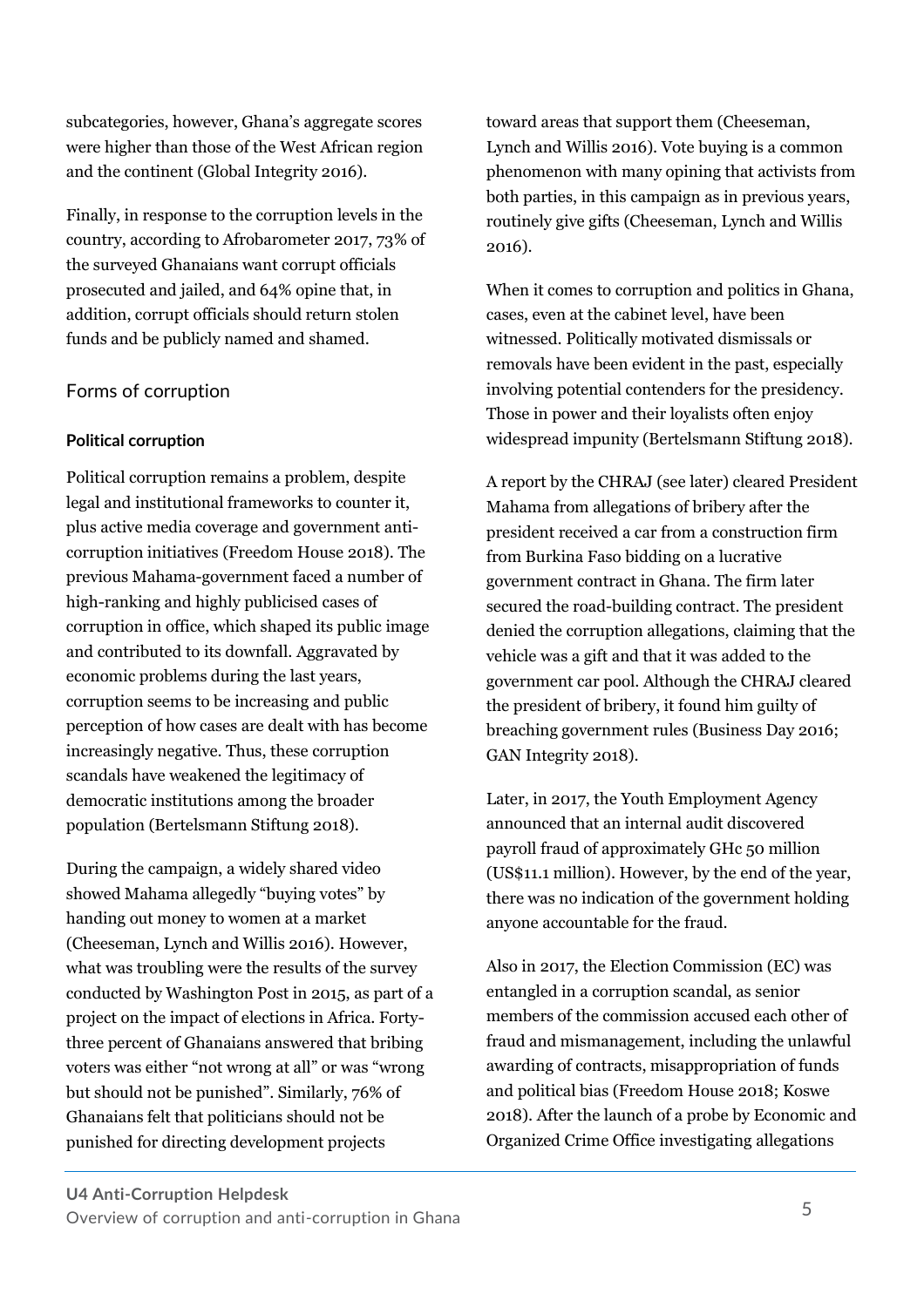subcategories, however, Ghana's aggregate scores were higher than those of the West African region and the continent (Global Integrity 2016).

Finally, in response to the corruption levels in the country, according to Afrobarometer 2017, 73% of the surveyed Ghanaians want corrupt officials prosecuted and jailed, and 64% opine that, in addition, corrupt officials should return stolen funds and be publicly named and shamed.

## Forms of corruption

### Political corruption

Political corruption remains a problem, despite legal and institutional frameworks to counter it, plus active media coverage and government anti-corruption initiatives (Freedom House 2018). The previous Mahama-government faced a number of high-ranking and highly publicised cases of corruption in office, which shaped its public image and contributed to its downfall. Aggravated by economic problems during the last years, corruption seems to be increasing and public perception of how cases are dealt with has become increasingly negative. Thus, these corruption scandals have weakened the legitimacy of democratic institutions among the broader population (Bertelsmann Stiftung 2018).

During the campaign, a widely shared video showed Mahama allegedly "buying votes" by handing out money to women at a market (Cheeseman, Lynch and Willis 2016). However, what was troubling were the results of the survey conducted by Washington Post in 2015, as part of a project on the impact of elections in Africa. Forty-three percent of Ghanaians answered that bribing voters was either "not wrong at all" or was "wrong but should not be punished". Similarly, 76% of Ghanaians felt that politicians should not be punished for directing development projects toward areas that support them (Cheeseman, Lynch and Willis 2016). Vote buying is a common phenomenon with many opining that activists from both parties, in this campaign as in previous years, routinely give gifts (Cheeseman, Lynch and Willis 2016).

When it comes to corruption and politics in Ghana, cases, even at the cabinet level, have been witnessed. Politically motivated dismissals or removals have been evident in the past, especially involving potential contenders for the presidency. Those in power and their loyalists often enjoy widespread impunity (Bertelsmann Stiftung 2018).

A report by the CHRAJ (see later) cleared President Mahama from allegations of bribery after the president received a car from a construction firm from Burkina Faso bidding on a lucrative government contract in Ghana. The firm later secured the road-building contract. The president denied the corruption allegations, claiming that the vehicle was a gift and that it was added to the government car pool. Although the CHRAJ cleared the president of bribery, it found him guilty of breaching government rules (Business Day 2016; GAN Integrity 2018).

Later, in 2017, the Youth Employment Agency announced that an internal audit discovered payroll fraud of approximately GHc 50 million (US$11.1 million). However, by the end of the year, there was no indication of the government holding anyone accountable for the fraud.

Also in 2017, the Election Commission (EC) was entangled in a corruption scandal, as senior members of the commission accused each other of fraud and mismanagement, including the unlawful awarding of contracts, misappropriation of funds and political bias (Freedom House 2018; Koswe 2018). After the launch of a probe by Economic and Organized Crime Office investigating allegations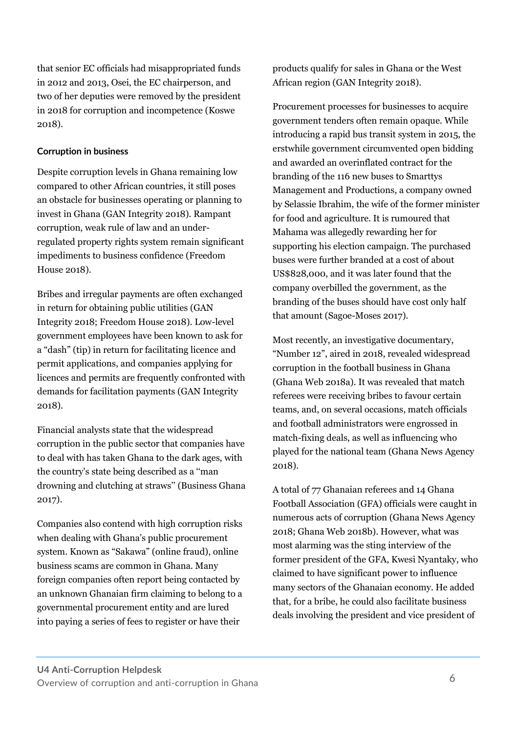that senior EC officials had misappropriated funds in 2012 and 2013, Osei, the EC chairperson, and two of her deputies were removed by the president in 2018 for corruption and incompetence (Koswe 2018).

### Corruption in business

Despite corruption levels in Ghana remaining low compared to other African countries, it still poses an obstacle for businesses operating or planning to invest in Ghana (GAN Integrity 2018). Rampant corruption, weak rule of law and an under-regulated property rights system remain significant impediments to business confidence (Freedom House 2018).

Bribes and irregular payments are often exchanged in return for obtaining public utilities (GAN Integrity 2018; Freedom House 2018). Low-level government employees have been known to ask for a "dash" (tip) in return for facilitating licence and permit applications, and companies applying for licences and permits are frequently confronted with demands for facilitation payments (GAN Integrity 2018).

Financial analysts state that the widespread corruption in the public sector that companies have to deal with has taken Ghana to the dark ages, with the country's state being described as a "man drowning and clutching at straws" (Business Ghana 2017).

Companies also contend with high corruption risks when dealing with Ghana's public procurement system. Known as "Sakawa" (online fraud), online business scams are common in Ghana. Many foreign companies often report being contacted by an unknown Ghanaian firm claiming to belong to a governmental procurement entity and are lured into paying a series of fees to register or have their products qualify for sales in Ghana or the West African region (GAN Integrity 2018).

Procurement processes for businesses to acquire government tenders often remain opaque. While introducing a rapid bus transit system in 2015, the erstwhile government circumvented open bidding and awarded an overinflated contract for the branding of the 116 new buses to Smarttys Management and Productions, a company owned by Selassie Ibrahim, the wife of the former minister for food and agriculture. It is rumoured that Mahama was allegedly rewarding her for supporting his election campaign. The purchased buses were further branded at a cost of about US$828,000, and it was later found that the company overbilled the government, as the branding of the buses should have cost only half that amount (Sagoe-Moses 2017).

Most recently, an investigative documentary, "Number 12", aired in 2018, revealed widespread corruption in the football business in Ghana (Ghana Web 2018a). It was revealed that match referees were receiving bribes to favour certain teams, and, on several occasions, match officials and football administrators were engrossed in match-fixing deals, as well as influencing who played for the national team (Ghana News Agency 2018).

A total of 77 Ghanaian referees and 14 Ghana Football Association (GFA) officials were caught in numerous acts of corruption (Ghana News Agency 2018; Ghana Web 2018b). However, what was most alarming was the sting interview of the former president of the GFA, Kwesi Nyantaky, who claimed to have significant power to influence many sectors of the Ghanaian economy. He added that, for a bribe, he could also facilitate business deals involving the president and vice president of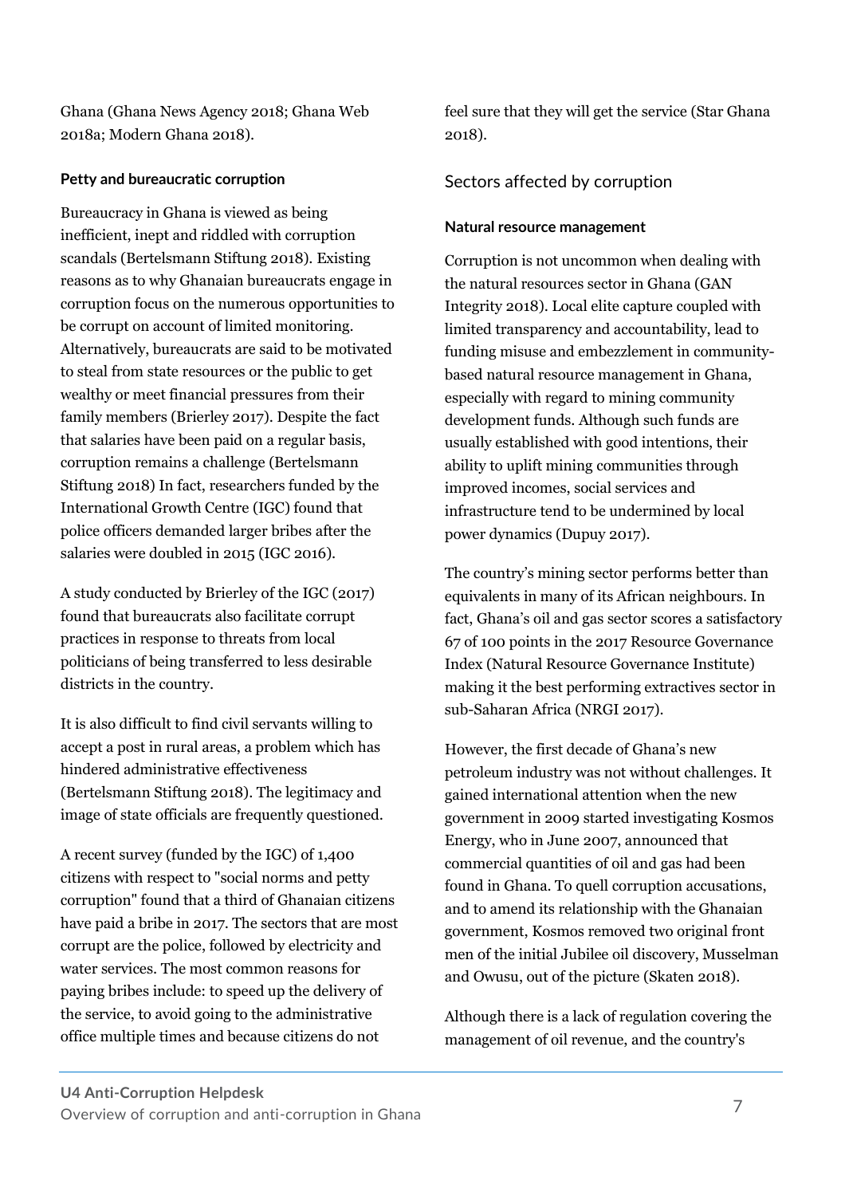Ghana (Ghana News Agency 2018; Ghana Web 2018a; Modern Ghana 2018).

#### Petty and bureaucratic corruption

Bureaucracy in Ghana is viewed as being inefficient, inept and riddled with corruption scandals (Bertelsmann Stiftung 2018). Existing reasons as to why Ghanaian bureaucrats engage in corruption focus on the numerous opportunities to be corrupt on account of limited monitoring. Alternatively, bureaucrats are said to be motivated to steal from state resources or the public to get wealthy or meet financial pressures from their family members (Brierley 2017). Despite the fact that salaries have been paid on a regular basis, corruption remains a challenge (Bertelsmann Stiftung 2018) In fact, researchers funded by the International Growth Centre (IGC) found that police officers demanded larger bribes after the salaries were doubled in 2015 (IGC 2016).

A study conducted by Brierley of the IGC (2017) found that bureaucrats also facilitate corrupt practices in response to threats from local politicians of being transferred to less desirable districts in the country.

It is also difficult to find civil servants willing to accept a post in rural areas, a problem which has hindered administrative effectiveness (Bertelsmann Stiftung 2018). The legitimacy and image of state officials are frequently questioned.

A recent survey (funded by the IGC) of 1,400 citizens with respect to "social norms and petty corruption" found that a third of Ghanaian citizens have paid a bribe in 2017. The sectors that are most corrupt are the police, followed by electricity and water services. The most common reasons for paying bribes include: to speed up the delivery of the service, to avoid going to the administrative office multiple times and because citizens do not feel sure that they will get the service (Star Ghana 2018).

## Sectors affected by corruption

#### Natural resource management

Corruption is not uncommon when dealing with the natural resources sector in Ghana (GAN Integrity 2018). Local elite capture coupled with limited transparency and accountability, lead to funding misuse and embezzlement in community-based natural resource management in Ghana, especially with regard to mining community development funds. Although such funds are usually established with good intentions, their ability to uplift mining communities through improved incomes, social services and infrastructure tend to be undermined by local power dynamics (Dupuy 2017).

The country's mining sector performs better than equivalents in many of its African neighbours. In fact, Ghana's oil and gas sector scores a satisfactory 67 of 100 points in the 2017 Resource Governance Index (Natural Resource Governance Institute) making it the best performing extractives sector in sub-Saharan Africa (NRGI 2017).

However, the first decade of Ghana's new petroleum industry was not without challenges. It gained international attention when the new government in 2009 started investigating Kosmos Energy, who in June 2007, announced that commercial quantities of oil and gas had been found in Ghana. To quell corruption accusations, and to amend its relationship with the Ghanaian government, Kosmos removed two original front men of the initial Jubilee oil discovery, Musselman and Owusu, out of the picture (Skaten 2018).

Although there is a lack of regulation covering the management of oil revenue, and the country's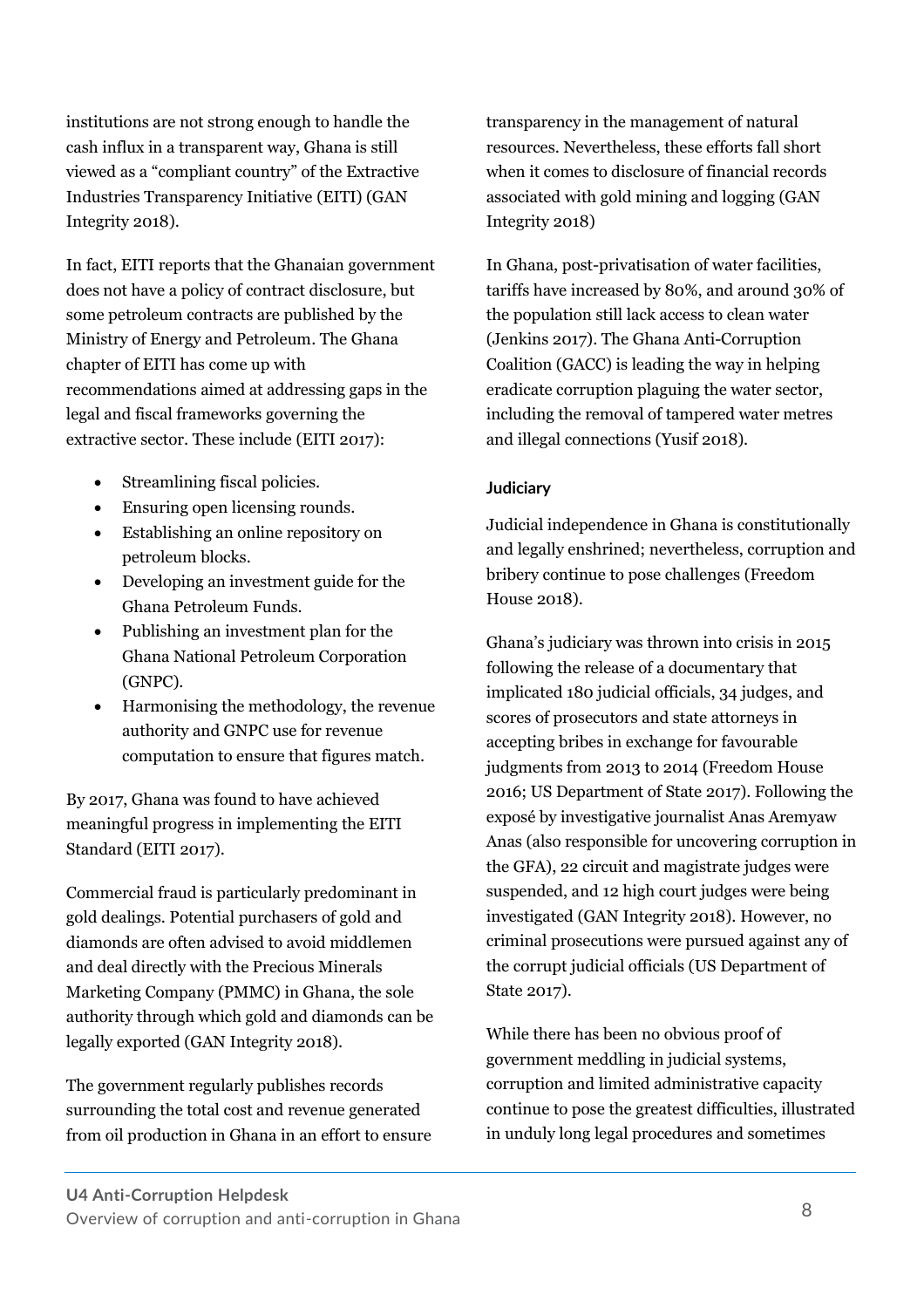institutions are not strong enough to handle the cash influx in a transparent way, Ghana is still viewed as a "compliant country" of the Extractive Industries Transparency Initiative (EITI) (GAN Integrity 2018).

In fact, EITI reports that the Ghanaian government does not have a policy of contract disclosure, but some petroleum contracts are published by the Ministry of Energy and Petroleum. The Ghana chapter of EITI has come up with recommendations aimed at addressing gaps in the legal and fiscal frameworks governing the extractive sector. These include (EITI 2017):

- Streamlining fiscal policies.
- Ensuring open licensing rounds.
- Establishing an online repository on petroleum blocks.
- Developing an investment guide for the Ghana Petroleum Funds.
- Publishing an investment plan for the Ghana National Petroleum Corporation (GNPC).
- Harmonising the methodology, the revenue authority and GNPC use for revenue computation to ensure that figures match.

By 2017, Ghana was found to have achieved meaningful progress in implementing the EITI Standard (EITI 2017).

Commercial fraud is particularly predominant in gold dealings. Potential purchasers of gold and diamonds are often advised to avoid middlemen and deal directly with the Precious Minerals Marketing Company (PMMC) in Ghana, the sole authority through which gold and diamonds can be legally exported (GAN Integrity 2018).

The government regularly publishes records surrounding the total cost and revenue generated from oil production in Ghana in an effort to ensure transparency in the management of natural resources. Nevertheless, these efforts fall short when it comes to disclosure of financial records associated with gold mining and logging (GAN Integrity 2018)

In Ghana, post-privatisation of water facilities, tariffs have increased by 80%, and around 30% of the population still lack access to clean water (Jenkins 2017). The Ghana Anti-Corruption Coalition (GACC) is leading the way in helping eradicate corruption plaguing the water sector, including the removal of tampered water metres and illegal connections (Yusif 2018).

### Judiciary

Judicial independence in Ghana is constitutionally and legally enshrined; nevertheless, corruption and bribery continue to pose challenges (Freedom House 2018).

Ghana's judiciary was thrown into crisis in 2015 following the release of a documentary that implicated 180 judicial officials, 34 judges, and scores of prosecutors and state attorneys in accepting bribes in exchange for favourable judgments from 2013 to 2014 (Freedom House 2016; US Department of State 2017). Following the exposé by investigative journalist Anas Aremyaw Anas (also responsible for uncovering corruption in the GFA), 22 circuit and magistrate judges were suspended, and 12 high court judges were being investigated (GAN Integrity 2018). However, no criminal prosecutions were pursued against any of the corrupt judicial officials (US Department of State 2017).

While there has been no obvious proof of government meddling in judicial systems, corruption and limited administrative capacity continue to pose the greatest difficulties, illustrated in unduly long legal procedures and sometimes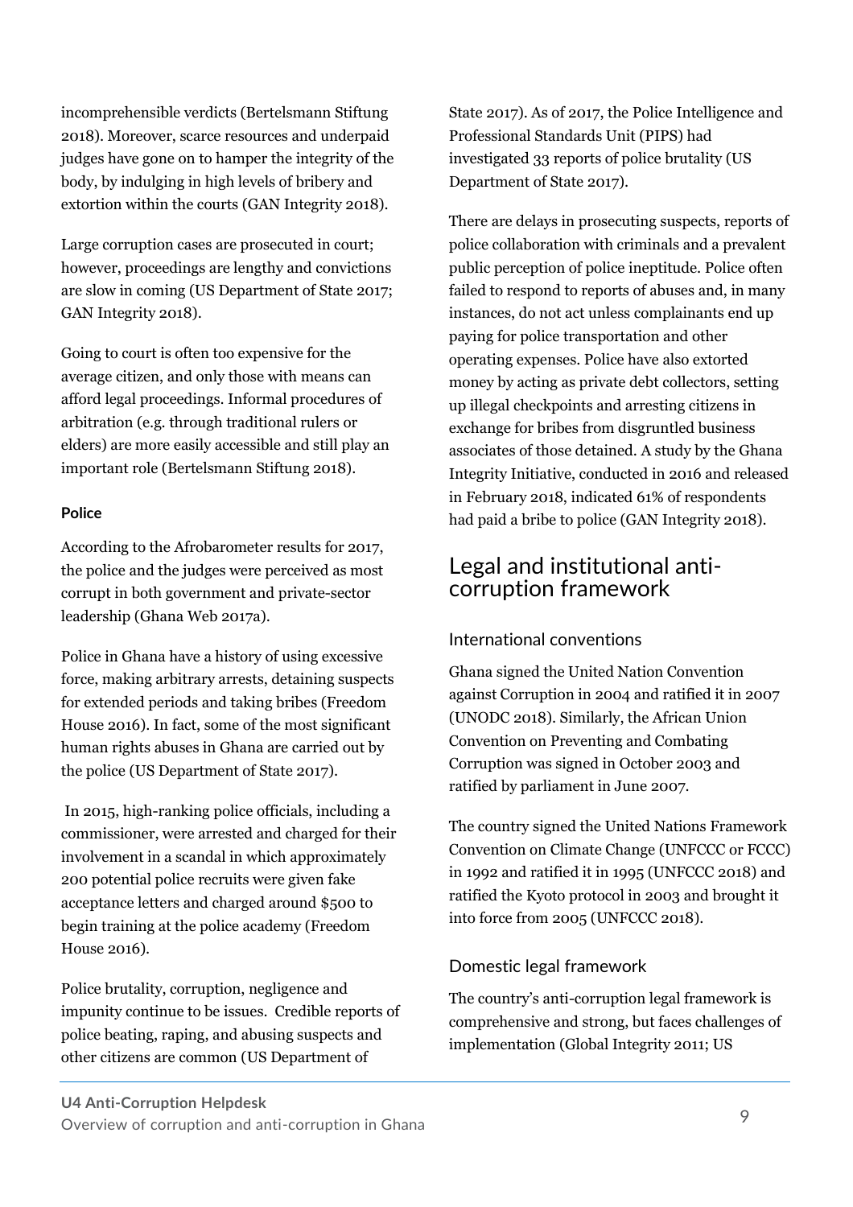incomprehensible verdicts (Bertelsmann Stiftung 2018). Moreover, scarce resources and underpaid judges have gone on to hamper the integrity of the body, by indulging in high levels of bribery and extortion within the courts (GAN Integrity 2018).

Large corruption cases are prosecuted in court; however, proceedings are lengthy and convictions are slow in coming (US Department of State 2017; GAN Integrity 2018).

Going to court is often too expensive for the average citizen, and only those with means can afford legal proceedings. Informal procedures of arbitration (e.g. through traditional rulers or elders) are more easily accessible and still play an important role (Bertelsmann Stiftung 2018).

**Police**

According to the Afrobarometer results for 2017, the police and the judges were perceived as most corrupt in both government and private-sector leadership (Ghana Web 2017a).

Police in Ghana have a history of using excessive force, making arbitrary arrests, detaining suspects for extended periods and taking bribes (Freedom House 2016). In fact, some of the most significant human rights abuses in Ghana are carried out by the police (US Department of State 2017).

In 2015, high-ranking police officials, including a commissioner, were arrested and charged for their involvement in a scandal in which approximately 200 potential police recruits were given fake acceptance letters and charged around $500 to begin training at the police academy (Freedom House 2016).

Police brutality, corruption, negligence and impunity continue to be issues. Credible reports of police beating, raping, and abusing suspects and other citizens are common (US Department of State 2017). As of 2017, the Police Intelligence and Professional Standards Unit (PIPS) had investigated 33 reports of police brutality (US Department of State 2017).

There are delays in prosecuting suspects, reports of police collaboration with criminals and a prevalent public perception of police ineptitude. Police often failed to respond to reports of abuses and, in many instances, do not act unless complainants end up paying for police transportation and other operating expenses. Police have also extorted money by acting as private debt collectors, setting up illegal checkpoints and arresting citizens in exchange for bribes from disgruntled business associates of those detained. A study by the Ghana Integrity Initiative, conducted in 2016 and released in February 2018, indicated 61% of respondents had paid a bribe to police (GAN Integrity 2018).

## Legal and institutional anti-corruption framework

### International conventions

Ghana signed the United Nation Convention against Corruption in 2004 and ratified it in 2007 (UNODC 2018). Similarly, the African Union Convention on Preventing and Combating Corruption was signed in October 2003 and ratified by parliament in June 2007.

The country signed the United Nations Framework Convention on Climate Change (UNFCCC or FCCC) in 1992 and ratified it in 1995 (UNFCCC 2018) and ratified the Kyoto protocol in 2003 and brought it into force from 2005 (UNFCCC 2018).

### Domestic legal framework

The country's anti-corruption legal framework is comprehensive and strong, but faces challenges of implementation (Global Integrity 2011; US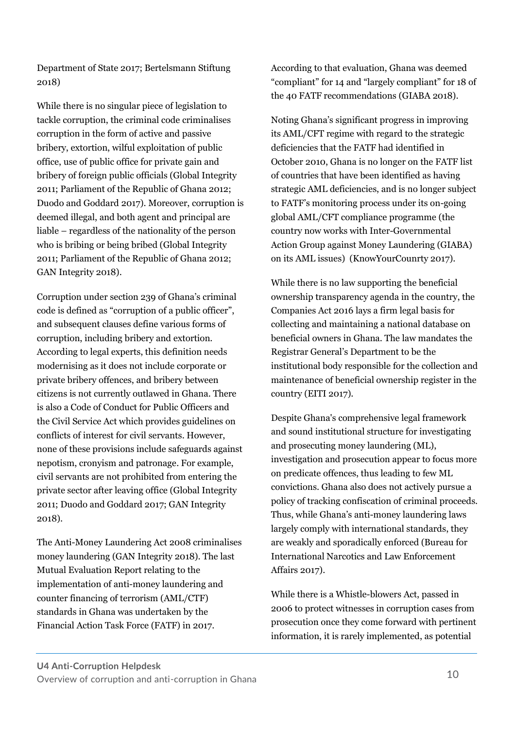Department of State 2017; Bertelsmann Stiftung 2018)

While there is no singular piece of legislation to tackle corruption, the criminal code criminalises corruption in the form of active and passive bribery, extortion, wilful exploitation of public office, use of public office for private gain and bribery of foreign public officials (Global Integrity 2011; Parliament of the Republic of Ghana 2012; Duodo and Goddard 2017). Moreover, corruption is deemed illegal, and both agent and principal are liable – regardless of the nationality of the person who is bribing or being bribed (Global Integrity 2011; Parliament of the Republic of Ghana 2012; GAN Integrity 2018).

Corruption under section 239 of Ghana's criminal code is defined as "corruption of a public officer", and subsequent clauses define various forms of corruption, including bribery and extortion. According to legal experts, this definition needs modernising as it does not include corporate or private bribery offences, and bribery between citizens is not currently outlawed in Ghana. There is also a Code of Conduct for Public Officers and the Civil Service Act which provides guidelines on conflicts of interest for civil servants. However, none of these provisions include safeguards against nepotism, cronyism and patronage. For example, civil servants are not prohibited from entering the private sector after leaving office (Global Integrity 2011; Duodo and Goddard 2017; GAN Integrity 2018).

The Anti-Money Laundering Act 2008 criminalises money laundering (GAN Integrity 2018). The last Mutual Evaluation Report relating to the implementation of anti-money laundering and counter financing of terrorism (AML/CTF) standards in Ghana was undertaken by the Financial Action Task Force (FATF) in 2017. According to that evaluation, Ghana was deemed "compliant" for 14 and "largely compliant" for 18 of the 40 FATF recommendations (GIABA 2018).

Noting Ghana's significant progress in improving its AML/CFT regime with regard to the strategic deficiencies that the FATF had identified in October 2010, Ghana is no longer on the FATF list of countries that have been identified as having strategic AML deficiencies, and is no longer subject to FATF's monitoring process under its on-going global AML/CFT compliance programme (the country now works with Inter-Governmental Action Group against Money Laundering (GIABA) on its AML issues) (KnowYourCounrty 2017).

While there is no law supporting the beneficial ownership transparency agenda in the country, the Companies Act 2016 lays a firm legal basis for collecting and maintaining a national database on beneficial owners in Ghana. The law mandates the Registrar General's Department to be the institutional body responsible for the collection and maintenance of beneficial ownership register in the country (EITI 2017).

Despite Ghana's comprehensive legal framework and sound institutional structure for investigating and prosecuting money laundering (ML), investigation and prosecution appear to focus more on predicate offences, thus leading to few ML convictions. Ghana also does not actively pursue a policy of tracking confiscation of criminal proceeds. Thus, while Ghana's anti-money laundering laws largely comply with international standards, they are weakly and sporadically enforced (Bureau for International Narcotics and Law Enforcement Affairs 2017).

While there is a Whistle-blowers Act, passed in 2006 to protect witnesses in corruption cases from prosecution once they come forward with pertinent information, it is rarely implemented, as potential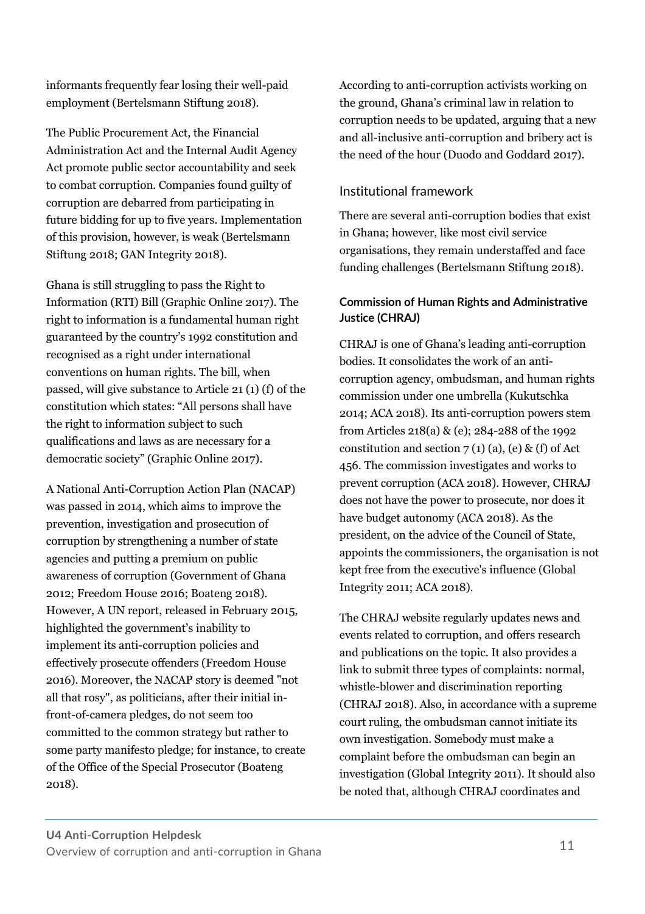informants frequently fear losing their well-paid employment (Bertelsmann Stiftung 2018).

The Public Procurement Act, the Financial Administration Act and the Internal Audit Agency Act promote public sector accountability and seek to combat corruption. Companies found guilty of corruption are debarred from participating in future bidding for up to five years. Implementation of this provision, however, is weak (Bertelsmann Stiftung 2018; GAN Integrity 2018).

Ghana is still struggling to pass the Right to Information (RTI) Bill (Graphic Online 2017). The right to information is a fundamental human right guaranteed by the country's 1992 constitution and recognised as a right under international conventions on human rights. The bill, when passed, will give substance to Article 21 (1) (f) of the constitution which states: "All persons shall have the right to information subject to such qualifications and laws as are necessary for a democratic society" (Graphic Online 2017).

A National Anti-Corruption Action Plan (NACAP) was passed in 2014, which aims to improve the prevention, investigation and prosecution of corruption by strengthening a number of state agencies and putting a premium on public awareness of corruption (Government of Ghana 2012; Freedom House 2016; Boateng 2018). However, A UN report, released in February 2015, highlighted the government's inability to implement its anti-corruption policies and effectively prosecute offenders (Freedom House 2016). Moreover, the NACAP story is deemed "not all that rosy", as politicians, after their initial in-front-of-camera pledges, do not seem too committed to the common strategy but rather to some party manifesto pledge; for instance, to create of the Office of the Special Prosecutor (Boateng 2018).

According to anti-corruption activists working on the ground, Ghana's criminal law in relation to corruption needs to be updated, arguing that a new and all-inclusive anti-corruption and bribery act is the need of the hour (Duodo and Goddard 2017).

## Institutional framework

There are several anti-corruption bodies that exist in Ghana; however, like most civil service organisations, they remain understaffed and face funding challenges (Bertelsmann Stiftung 2018).

### Commission of Human Rights and Administrative Justice (CHRAJ)

CHRAJ is one of Ghana's leading anti-corruption bodies. It consolidates the work of an anti-corruption agency, ombudsman, and human rights commission under one umbrella (Kukutschka 2014; ACA 2018). Its anti-corruption powers stem from Articles 218(a) & (e); 284-288 of the 1992 constitution and section 7 (1) (a), (e) & (f) of Act 456. The commission investigates and works to prevent corruption (ACA 2018). However, CHRAJ does not have the power to prosecute, nor does it have budget autonomy (ACA 2018). As the president, on the advice of the Council of State, appoints the commissioners, the organisation is not kept free from the executive's influence (Global Integrity 2011; ACA 2018).

The CHRAJ website regularly updates news and events related to corruption, and offers research and publications on the topic. It also provides a link to submit three types of complaints: normal, whistle-blower and discrimination reporting (CHRAJ 2018). Also, in accordance with a supreme court ruling, the ombudsman cannot initiate its own investigation. Somebody must make a complaint before the ombudsman can begin an investigation (Global Integrity 2011). It should also be noted that, although CHRAJ coordinates and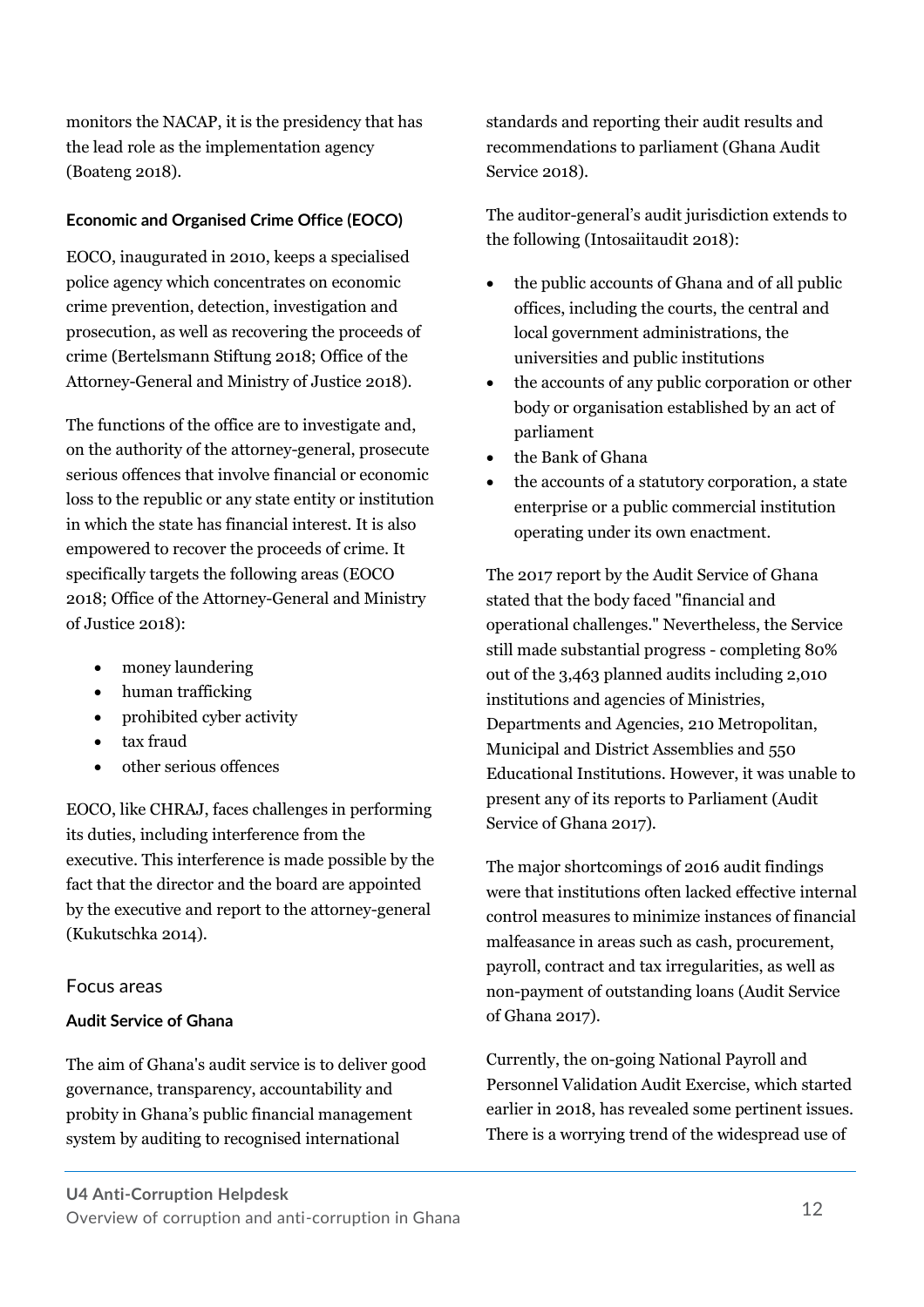monitors the NACAP, it is the presidency that has the lead role as the implementation agency (Boateng 2018).

**Economic and Organised Crime Office (EOCO)**

EOCO, inaugurated in 2010, keeps a specialised police agency which concentrates on economic crime prevention, detection, investigation and prosecution, as well as recovering the proceeds of crime (Bertelsmann Stiftung 2018; Office of the Attorney-General and Ministry of Justice 2018).

The functions of the office are to investigate and, on the authority of the attorney-general, prosecute serious offences that involve financial or economic loss to the republic or any state entity or institution in which the state has financial interest. It is also empowered to recover the proceeds of crime. It specifically targets the following areas (EOCO 2018; Office of the Attorney-General and Ministry of Justice 2018):

- money laundering
- human trafficking
- prohibited cyber activity
- tax fraud
- other serious offences

EOCO, like CHRAJ, faces challenges in performing its duties, including interference from the executive. This interference is made possible by the fact that the director and the board are appointed by the executive and report to the attorney-general (Kukutschka 2014).

## Focus areas

**Audit Service of Ghana**

The aim of Ghana's audit service is to deliver good governance, transparency, accountability and probity in Ghana's public financial management system by auditing to recognised international standards and reporting their audit results and recommendations to parliament (Ghana Audit Service 2018).

The auditor-general's audit jurisdiction extends to the following (Intosaiitaudit 2018):

- the public accounts of Ghana and of all public offices, including the courts, the central and local government administrations, the universities and public institutions
- the accounts of any public corporation or other body or organisation established by an act of parliament
- the Bank of Ghana
- the accounts of a statutory corporation, a state enterprise or a public commercial institution operating under its own enactment.

The 2017 report by the Audit Service of Ghana stated that the body faced "financial and operational challenges." Nevertheless, the Service still made substantial progress - completing 80% out of the 3,463 planned audits including 2,010 institutions and agencies of Ministries, Departments and Agencies, 210 Metropolitan, Municipal and District Assemblies and 550 Educational Institutions. However, it was unable to present any of its reports to Parliament (Audit Service of Ghana 2017).

The major shortcomings of 2016 audit findings were that institutions often lacked effective internal control measures to minimize instances of financial malfeasance in areas such as cash, procurement, payroll, contract and tax irregularities, as well as non-payment of outstanding loans (Audit Service of Ghana 2017).

Currently, the on-going National Payroll and Personnel Validation Audit Exercise, which started earlier in 2018, has revealed some pertinent issues. There is a worrying trend of the widespread use of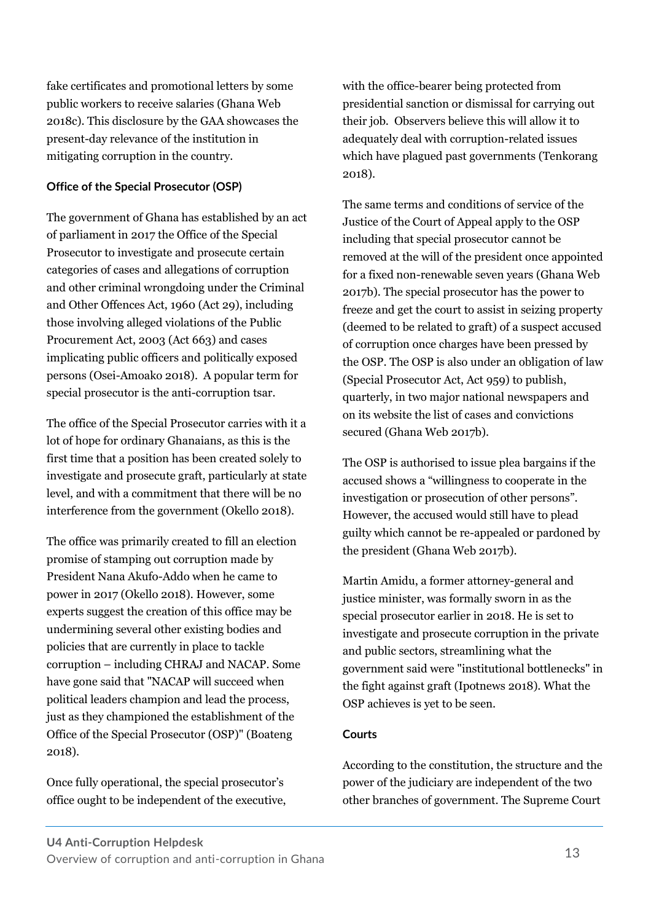fake certificates and promotional letters by some public workers to receive salaries (Ghana Web 2018c). This disclosure by the GAA showcases the present-day relevance of the institution in mitigating corruption in the country.

**Office of the Special Prosecutor (OSP)**

The government of Ghana has established by an act of parliament in 2017 the Office of the Special Prosecutor to investigate and prosecute certain categories of cases and allegations of corruption and other criminal wrongdoing under the Criminal and Other Offences Act, 1960 (Act 29), including those involving alleged violations of the Public Procurement Act, 2003 (Act 663) and cases implicating public officers and politically exposed persons (Osei-Amoako 2018). A popular term for special prosecutor is the anti-corruption tsar.

The office of the Special Prosecutor carries with it a lot of hope for ordinary Ghanaians, as this is the first time that a position has been created solely to investigate and prosecute graft, particularly at state level, and with a commitment that there will be no interference from the government (Okello 2018).

The office was primarily created to fill an election promise of stamping out corruption made by President Nana Akufo-Addo when he came to power in 2017 (Okello 2018). However, some experts suggest the creation of this office may be undermining several other existing bodies and policies that are currently in place to tackle corruption – including CHRAJ and NACAP. Some have gone said that "NACAP will succeed when political leaders champion and lead the process, just as they championed the establishment of the Office of the Special Prosecutor (OSP)" (Boateng 2018).

Once fully operational, the special prosecutor's office ought to be independent of the executive, with the office-bearer being protected from presidential sanction or dismissal for carrying out their job. Observers believe this will allow it to adequately deal with corruption-related issues which have plagued past governments (Tenkorang 2018).

The same terms and conditions of service of the Justice of the Court of Appeal apply to the OSP including that special prosecutor cannot be removed at the will of the president once appointed for a fixed non-renewable seven years (Ghana Web 2017b). The special prosecutor has the power to freeze and get the court to assist in seizing property (deemed to be related to graft) of a suspect accused of corruption once charges have been pressed by the OSP. The OSP is also under an obligation of law (Special Prosecutor Act, Act 959) to publish, quarterly, in two major national newspapers and on its website the list of cases and convictions secured (Ghana Web 2017b).

The OSP is authorised to issue plea bargains if the accused shows a "willingness to cooperate in the investigation or prosecution of other persons". However, the accused would still have to plead guilty which cannot be re-appealed or pardoned by the president (Ghana Web 2017b).

Martin Amidu, a former attorney-general and justice minister, was formally sworn in as the special prosecutor earlier in 2018. He is set to investigate and prosecute corruption in the private and public sectors, streamlining what the government said were "institutional bottlenecks" in the fight against graft (Ipotnews 2018). What the OSP achieves is yet to be seen.

**Courts**

According to the constitution, the structure and the power of the judiciary are independent of the two other branches of government. The Supreme Court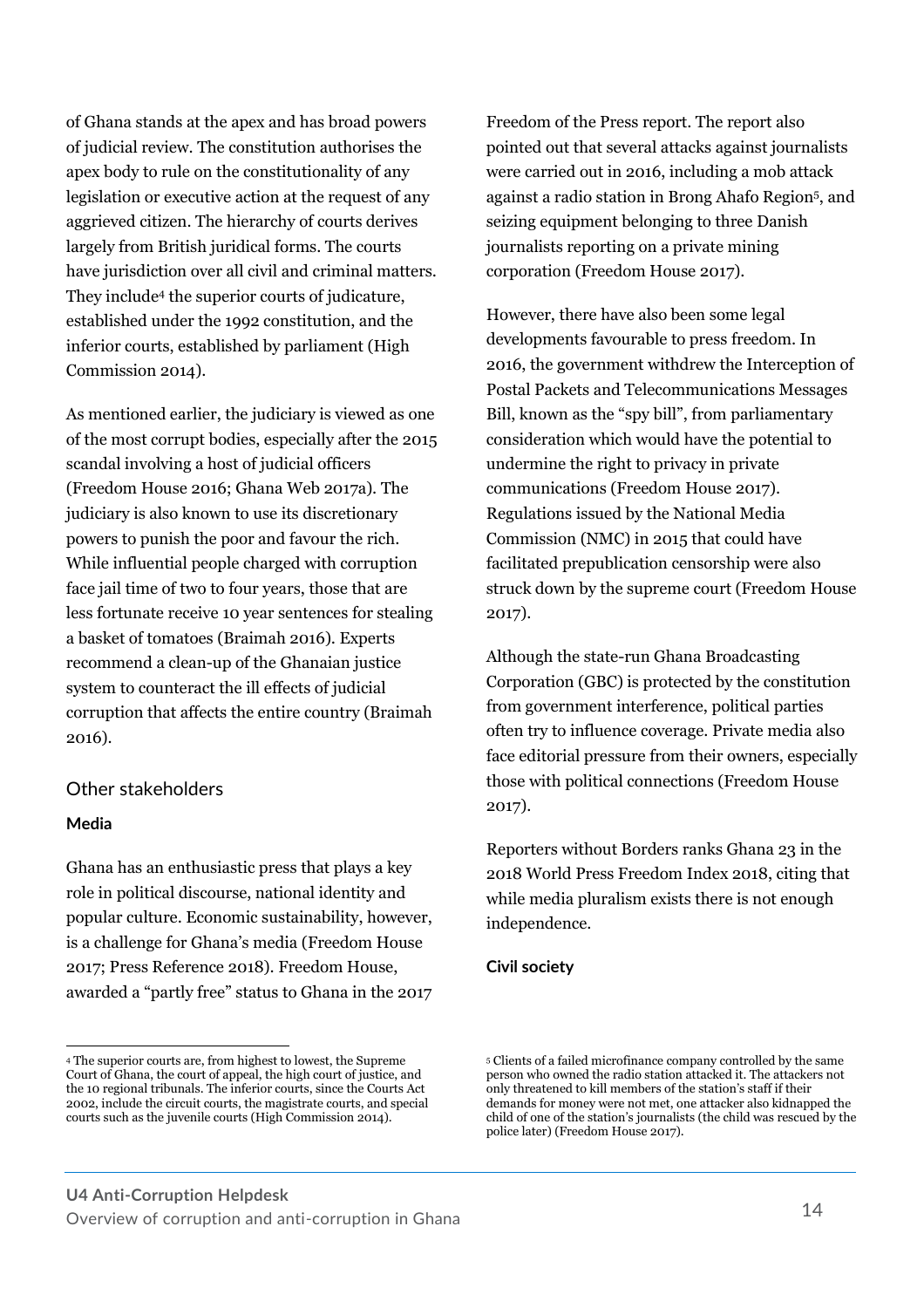of Ghana stands at the apex and has broad powers of judicial review. The constitution authorises the apex body to rule on the constitutionality of any legislation or executive action at the request of any aggrieved citizen. The hierarchy of courts derives largely from British juridical forms. The courts have jurisdiction over all civil and criminal matters. They include[4] the superior courts of judicature, established under the 1992 constitution, and the inferior courts, established by parliament (High Commission 2014).

As mentioned earlier, the judiciary is viewed as one of the most corrupt bodies, especially after the 2015 scandal involving a host of judicial officers (Freedom House 2016; Ghana Web 2017a). The judiciary is also known to use its discretionary powers to punish the poor and favour the rich. While influential people charged with corruption face jail time of two to four years, those that are less fortunate receive 10 year sentences for stealing a basket of tomatoes (Braimah 2016). Experts recommend a clean-up of the Ghanaian justice system to counteract the ill effects of judicial corruption that affects the entire country (Braimah 2016).

## Other stakeholders

### Media

Ghana has an enthusiastic press that plays a key role in political discourse, national identity and popular culture. Economic sustainability, however, is a challenge for Ghana's media (Freedom House 2017; Press Reference 2018). Freedom House, awarded a "partly free" status to Ghana in the 2017 Freedom of the Press report. The report also pointed out that several attacks against journalists were carried out in 2016, including a mob attack against a radio station in Brong Ahafo Region[5], and seizing equipment belonging to three Danish journalists reporting on a private mining corporation (Freedom House 2017).

However, there have also been some legal developments favourable to press freedom. In 2016, the government withdrew the Interception of Postal Packets and Telecommunications Messages Bill, known as the "spy bill", from parliamentary consideration which would have the potential to undermine the right to privacy in private communications (Freedom House 2017). Regulations issued by the National Media Commission (NMC) in 2015 that could have facilitated prepublication censorship were also struck down by the supreme court (Freedom House 2017).

Although the state-run Ghana Broadcasting Corporation (GBC) is protected by the constitution from government interference, political parties often try to influence coverage. Private media also face editorial pressure from their owners, especially those with political connections (Freedom House 2017).

Reporters without Borders ranks Ghana 23 in the 2018 World Press Freedom Index 2018, citing that while media pluralism exists there is not enough independence.

### Civil society

---

[4] The superior courts are, from highest to lowest, the Supreme Court of Ghana, the court of appeal, the high court of justice, and the 10 regional tribunals. The inferior courts, since the Courts Act 2002, include the circuit courts, the magistrate courts, and special courts such as the juvenile courts (High Commission 2014).

[5] Clients of a failed microfinance company controlled by the same person who owned the radio station attacked it. The attackers not only threatened to kill members of the station's staff if their demands for money were not met, one attacker also kidnapped the child of one of the station's journalists (the child was rescued by the police later) (Freedom House 2017).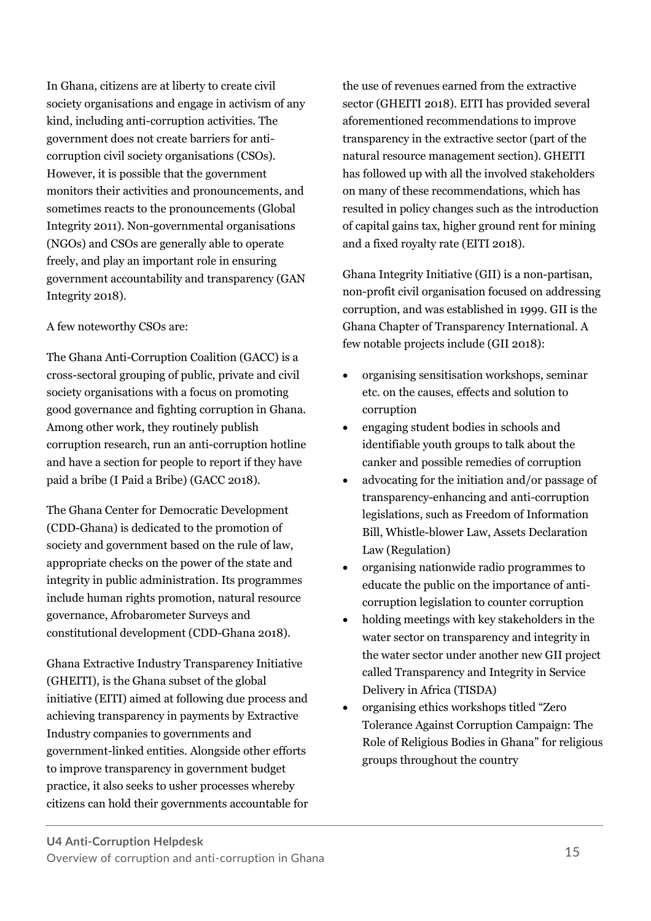In Ghana, citizens are at liberty to create civil society organisations and engage in activism of any kind, including anti-corruption activities. The government does not create barriers for anti-corruption civil society organisations (CSOs). However, it is possible that the government monitors their activities and pronouncements, and sometimes reacts to the pronouncements (Global Integrity 2011). Non-governmental organisations (NGOs) and CSOs are generally able to operate freely, and play an important role in ensuring government accountability and transparency (GAN Integrity 2018).

A few noteworthy CSOs are:

The Ghana Anti-Corruption Coalition (GACC) is a cross-sectoral grouping of public, private and civil society organisations with a focus on promoting good governance and fighting corruption in Ghana. Among other work, they routinely publish corruption research, run an anti-corruption hotline and have a section for people to report if they have paid a bribe (I Paid a Bribe) (GACC 2018).

The Ghana Center for Democratic Development (CDD-Ghana) is dedicated to the promotion of society and government based on the rule of law, appropriate checks on the power of the state and integrity in public administration. Its programmes include human rights promotion, natural resource governance, Afrobarometer Surveys and constitutional development (CDD-Ghana 2018).

Ghana Extractive Industry Transparency Initiative (GHEITI), is the Ghana subset of the global initiative (EITI) aimed at following due process and achieving transparency in payments by Extractive Industry companies to governments and government-linked entities. Alongside other efforts to improve transparency in government budget practice, it also seeks to usher processes whereby citizens can hold their governments accountable for the use of revenues earned from the extractive sector (GHEITI 2018). EITI has provided several aforementioned recommendations to improve transparency in the extractive sector (part of the natural resource management section). GHEITI has followed up with all the involved stakeholders on many of these recommendations, which has resulted in policy changes such as the introduction of capital gains tax, higher ground rent for mining and a fixed royalty rate (EITI 2018).

Ghana Integrity Initiative (GII) is a non-partisan, non-profit civil organisation focused on addressing corruption, and was established in 1999. GII is the Ghana Chapter of Transparency International. A few notable projects include (GII 2018):

- organising sensitisation workshops, seminar etc. on the causes, effects and solution to corruption
- engaging student bodies in schools and identifiable youth groups to talk about the canker and possible remedies of corruption
- advocating for the initiation and/or passage of transparency-enhancing and anti-corruption legislations, such as Freedom of Information Bill, Whistle-blower Law, Assets Declaration Law (Regulation)
- organising nationwide radio programmes to educate the public on the importance of anti-corruption legislation to counter corruption
- holding meetings with key stakeholders in the water sector on transparency and integrity in the water sector under another new GII project called Transparency and Integrity in Service Delivery in Africa (TISDA)
- organising ethics workshops titled "Zero Tolerance Against Corruption Campaign: The Role of Religious Bodies in Ghana" for religious groups throughout the country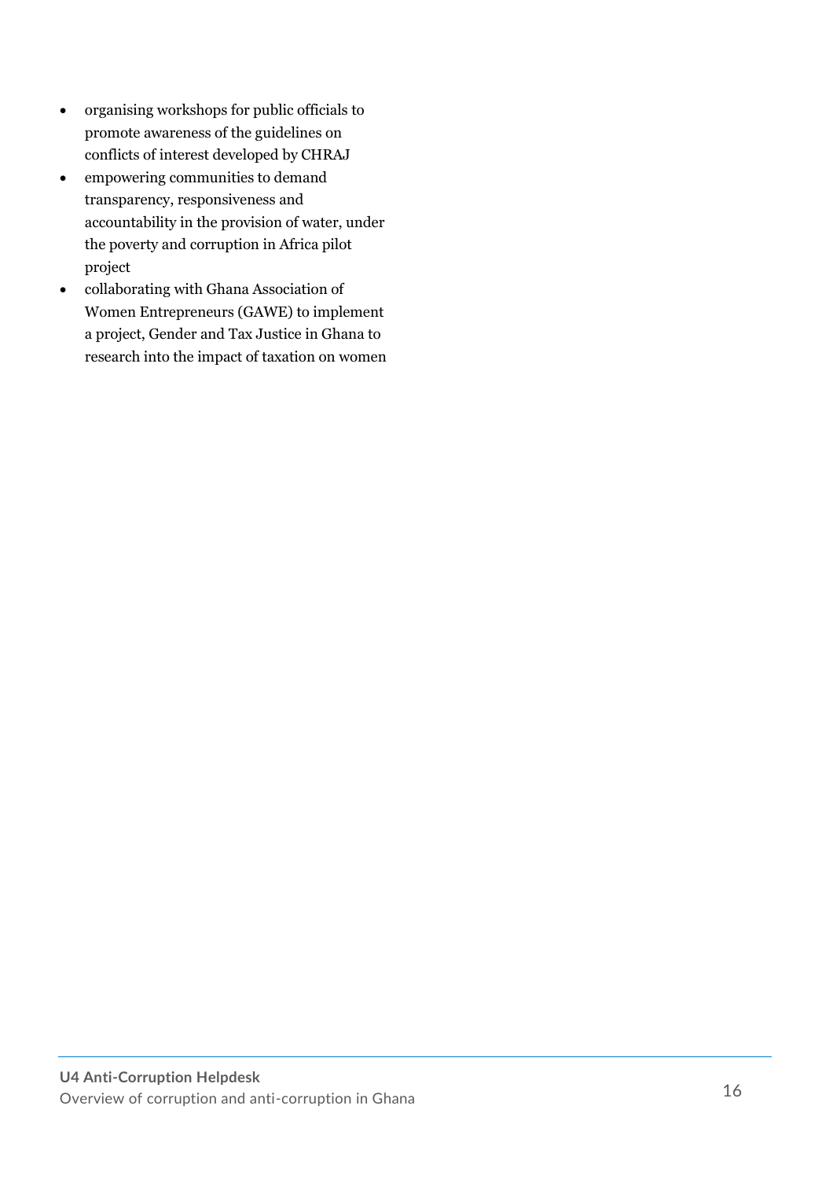- organising workshops for public officials to promote awareness of the guidelines on conflicts of interest developed by CHRAJ
- empowering communities to demand transparency, responsiveness and accountability in the provision of water, under the poverty and corruption in Africa pilot project
- collaborating with Ghana Association of Women Entrepreneurs (GAWE) to implement a project, Gender and Tax Justice in Ghana to research into the impact of taxation on women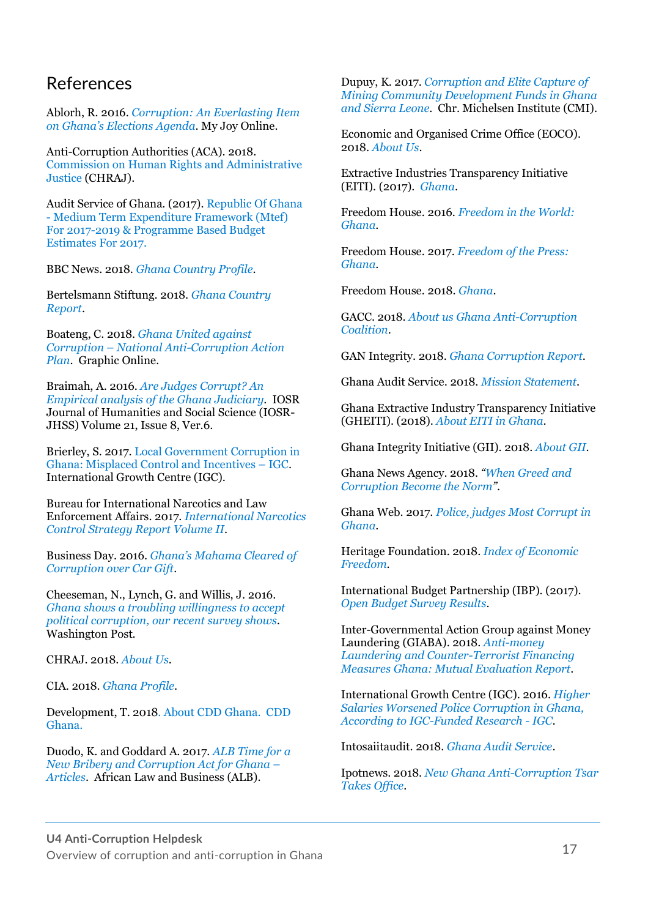# References

Ablorh, R. 2016. *Corruption: An Everlasting Item on Ghana's Elections Agenda*. My Joy Online.

Anti-Corruption Authorities (ACA). 2018. Commission on Human Rights and Administrative Justice (CHRAJ).

Audit Service of Ghana. (2017). Republic Of Ghana - Medium Term Expenditure Framework (Mtef) For 2017-2019 & Programme Based Budget Estimates For 2017.

BBC News. 2018. *Ghana Country Profile*.

Bertelsmann Stiftung. 2018. *Ghana Country Report*.

Boateng, C. 2018. *Ghana United against Corruption – National Anti-Corruption Action Plan*. Graphic Online.

Braimah, A. 2016. *Are Judges Corrupt? An Empirical analysis of the Ghana Judiciary*. IOSR Journal of Humanities and Social Science (IOSR-JHSS) Volume 21, Issue 8, Ver.6.

Brierley, S. 2017. Local Government Corruption in Ghana: Misplaced Control and Incentives – IGC. International Growth Centre (IGC).

Bureau for International Narcotics and Law Enforcement Affairs. 2017. *International Narcotics Control Strategy Report Volume II*.

Business Day. 2016. *Ghana's Mahama Cleared of Corruption over Car Gift*.

Cheeseman, N., Lynch, G. and Willis, J. 2016. *Ghana shows a troubling willingness to accept political corruption, our recent survey shows*. Washington Post.

CHRAJ. 2018. *About Us*.

CIA. 2018. *Ghana Profile*.

Development, T. 2018. About CDD Ghana. CDD Ghana.

Duodo, K. and Goddard A. 2017. *ALB Time for a New Bribery and Corruption Act for Ghana – Articles*. African Law and Business (ALB).

Dupuy, K. 2017. *Corruption and Elite Capture of Mining Community Development Funds in Ghana and Sierra Leone*. Chr. Michelsen Institute (CMI).

Economic and Organised Crime Office (EOCO). 2018. *About Us*.

Extractive Industries Transparency Initiative (EITI). (2017). *Ghana*.

Freedom House. 2016. *Freedom in the World: Ghana*.

Freedom House. 2017. *Freedom of the Press: Ghana*.

Freedom House. 2018. *Ghana*.

GACC. 2018. *About us Ghana Anti-Corruption Coalition*.

GAN Integrity. 2018. *Ghana Corruption Report*.

Ghana Audit Service. 2018. *Mission Statement*.

Ghana Extractive Industry Transparency Initiative (GHEITI). (2018). *About EITI in Ghana*.

Ghana Integrity Initiative (GII). 2018. *About GII*.

Ghana News Agency. 2018. *"When Greed and Corruption Become the Norm"*.

Ghana Web. 2017. *Police, judges Most Corrupt in Ghana*.

Heritage Foundation. 2018. *Index of Economic Freedom*.

International Budget Partnership (IBP). (2017). *Open Budget Survey Results*.

Inter-Governmental Action Group against Money Laundering (GIABA). 2018. *Anti-money Laundering and Counter-Terrorist Financing Measures Ghana: Mutual Evaluation Report*.

International Growth Centre (IGC). 2016. *Higher Salaries Worsened Police Corruption in Ghana, According to IGC-Funded Research - IGC*.

Intosaiitaudit. 2018. *Ghana Audit Service*.

Ipotnews. 2018. *New Ghana Anti-Corruption Tsar Takes Office*.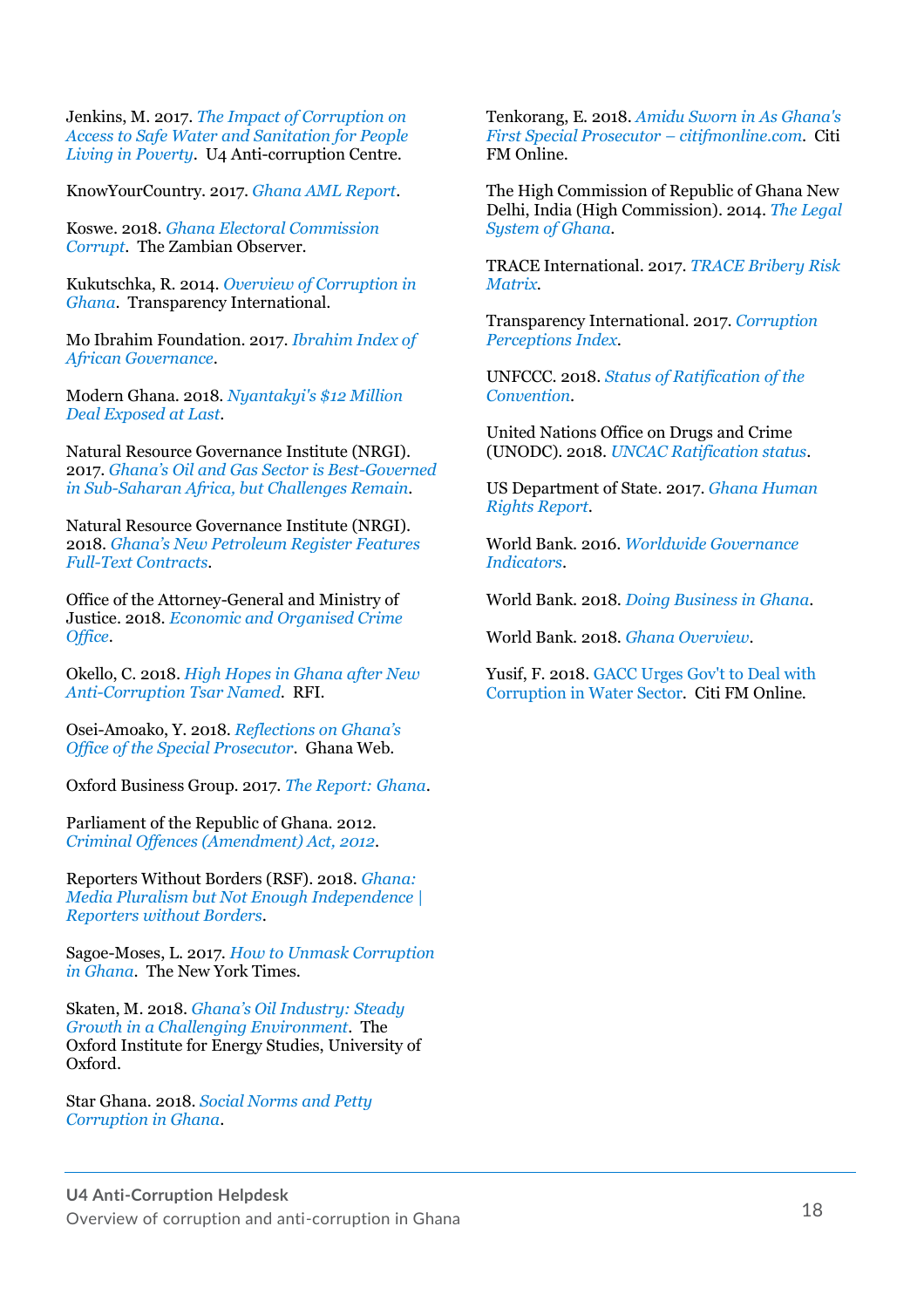Jenkins, M. 2017. *The Impact of Corruption on Access to Safe Water and Sanitation for People Living in Poverty*. U4 Anti-corruption Centre.

KnowYourCountry. 2017. *Ghana AML Report*.

Koswe. 2018. *Ghana Electoral Commission Corrupt*. The Zambian Observer.

Kukutschka, R. 2014. *Overview of Corruption in Ghana*. Transparency International.

Mo Ibrahim Foundation. 2017. *Ibrahim Index of African Governance*.

Modern Ghana. 2018. *Nyantakyi's $12 Million Deal Exposed at Last*.

Natural Resource Governance Institute (NRGI). 2017. *Ghana's Oil and Gas Sector is Best-Governed in Sub-Saharan Africa, but Challenges Remain*.

Natural Resource Governance Institute (NRGI). 2018. *Ghana's New Petroleum Register Features Full-Text Contracts*.

Office of the Attorney-General and Ministry of Justice. 2018. *Economic and Organised Crime Office*.

Okello, C. 2018. *High Hopes in Ghana after New Anti-Corruption Tsar Named*. RFI.

Osei-Amoako, Y. 2018. *Reflections on Ghana's Office of the Special Prosecutor*. Ghana Web.

Oxford Business Group. 2017. *The Report: Ghana*.

Parliament of the Republic of Ghana. 2012. *Criminal Offences (Amendment) Act, 2012*.

Reporters Without Borders (RSF). 2018. *Ghana: Media Pluralism but Not Enough Independence | Reporters without Borders*.

Sagoe-Moses, L. 2017. *How to Unmask Corruption in Ghana*. The New York Times.

Skaten, M. 2018. *Ghana's Oil Industry: Steady Growth in a Challenging Environment*. The Oxford Institute for Energy Studies, University of Oxford.

Star Ghana. 2018. *Social Norms and Petty Corruption in Ghana*.

Tenkorang, E. 2018. *Amidu Sworn in As Ghana's First Special Prosecutor – citifmonline.com*. Citi FM Online.

The High Commission of Republic of Ghana New Delhi, India (High Commission). 2014. *The Legal System of Ghana*.

TRACE International. 2017. *TRACE Bribery Risk Matrix*.

Transparency International. 2017. *Corruption Perceptions Index*.

UNFCCC. 2018. *Status of Ratification of the Convention*.

United Nations Office on Drugs and Crime (UNODC). 2018. *UNCAC Ratification status*.

US Department of State. 2017. *Ghana Human Rights Report*.

World Bank. 2016. *Worldwide Governance Indicators*.

World Bank. 2018. *Doing Business in Ghana*.

World Bank. 2018. *Ghana Overview*.

Yusif, F. 2018. GACC Urges Gov't to Deal with Corruption in Water Sector. Citi FM Online.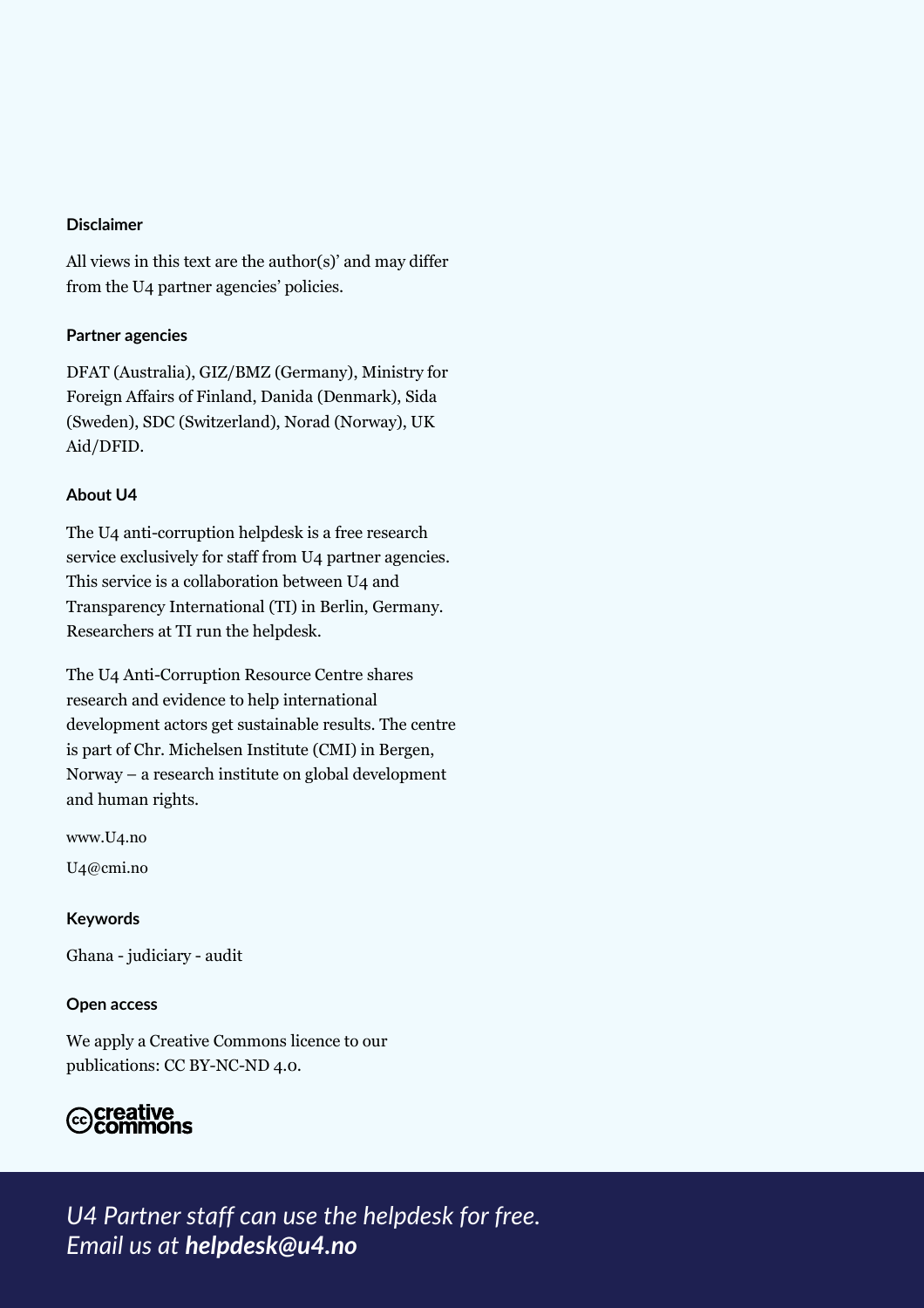### Disclaimer

All views in this text are the author(s)' and may differ from the U4 partner agencies' policies.

### Partner agencies

DFAT (Australia), GIZ/BMZ (Germany), Ministry for Foreign Affairs of Finland, Danida (Denmark), Sida (Sweden), SDC (Switzerland), Norad (Norway), UK Aid/DFID.

### About U4

The U4 anti-corruption helpdesk is a free research service exclusively for staff from U4 partner agencies. This service is a collaboration between U4 and Transparency International (TI) in Berlin, Germany. Researchers at TI run the helpdesk.

The U4 Anti-Corruption Resource Centre shares research and evidence to help international development actors get sustainable results. The centre is part of Chr. Michelsen Institute (CMI) in Bergen, Norway – a research institute on global development and human rights.

www.U4.no

U4@cmi.no

### Keywords

Ghana - judiciary - audit

### Open access

We apply a Creative Commons licence to our publications: CC BY-NC-ND 4.0.

*U4 Partner staff can use the helpdesk for free. Email us at **helpdesk@u4.no***